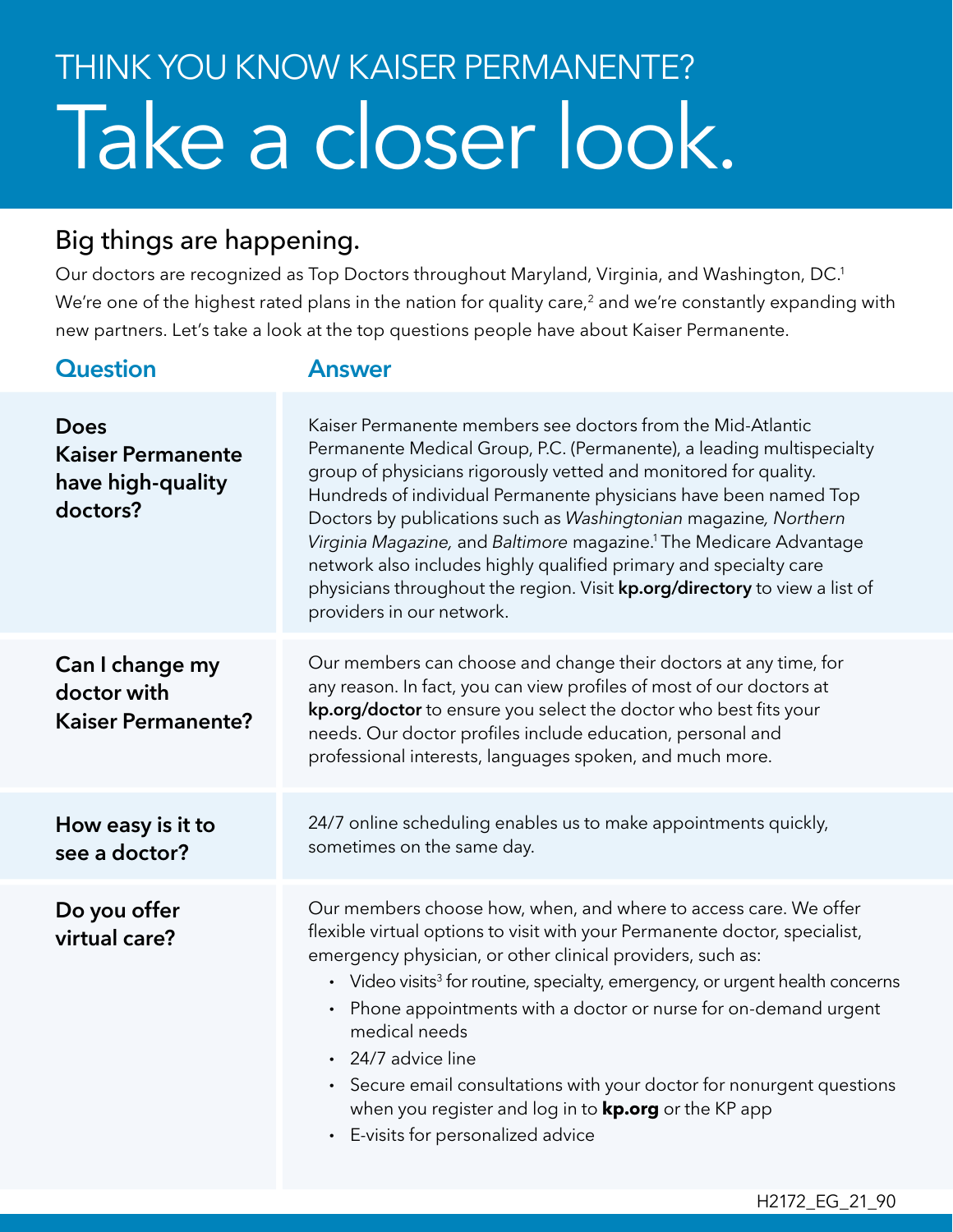THINK YOU KNOW KAISER PERMANENTE?

# Take a closer look.

## Big things are happening.

Our doctors are recognized as Top Doctors throughout Maryland, Virginia, and Washington, DC.[1] We're one of the highest rated plans in the nation for quality care,[2] and we're constantly expanding with new partners. Let's take a look at the top questions people have about Kaiser Permanente.

| Question | Answer |
| --- | --- |
| **Does Kaiser Permanente have high-quality doctors?** | Kaiser Permanente members see doctors from the Mid-Atlantic Permanente Medical Group, P.C. (Permanente), a leading multispecialty group of physicians rigorously vetted and monitored for quality. Hundreds of individual Permanente physicians have been named Top Doctors by publications such as *Washingtonian* magazine, *Northern Virginia Magazine,* and *Baltimore* magazine.[1] The Medicare Advantage network also includes highly qualified primary and specialty care physicians throughout the region. Visit **kp.org/directory** to view a list of providers in our network. |
| **Can I change my doctor with Kaiser Permanente?** | Our members can choose and change their doctors at any time, for any reason. In fact, you can view profiles of most of our doctors at **kp.org/doctor** to ensure you select the doctor who best fits your needs. Our doctor profiles include education, personal and professional interests, languages spoken, and much more. |
| **How easy is it to see a doctor?** | 24/7 online scheduling enables us to make appointments quickly, sometimes on the same day. |
| **Do you offer virtual care?** | Our members choose how, when, and where to access care. We offer flexible virtual options to visit with your Permanente doctor, specialist, emergency physician, or other clinical providers, such as: <br>• Video visits[3] for routine, specialty, emergency, or urgent health concerns <br>• Phone appointments with a doctor or nurse for on-demand urgent medical needs <br>• 24/7 advice line <br>• Secure email consultations with your doctor for nonurgent questions when you register and log in to **kp.org** or the KP app <br>• E-visits for personalized advice |

H2172_EG_21_90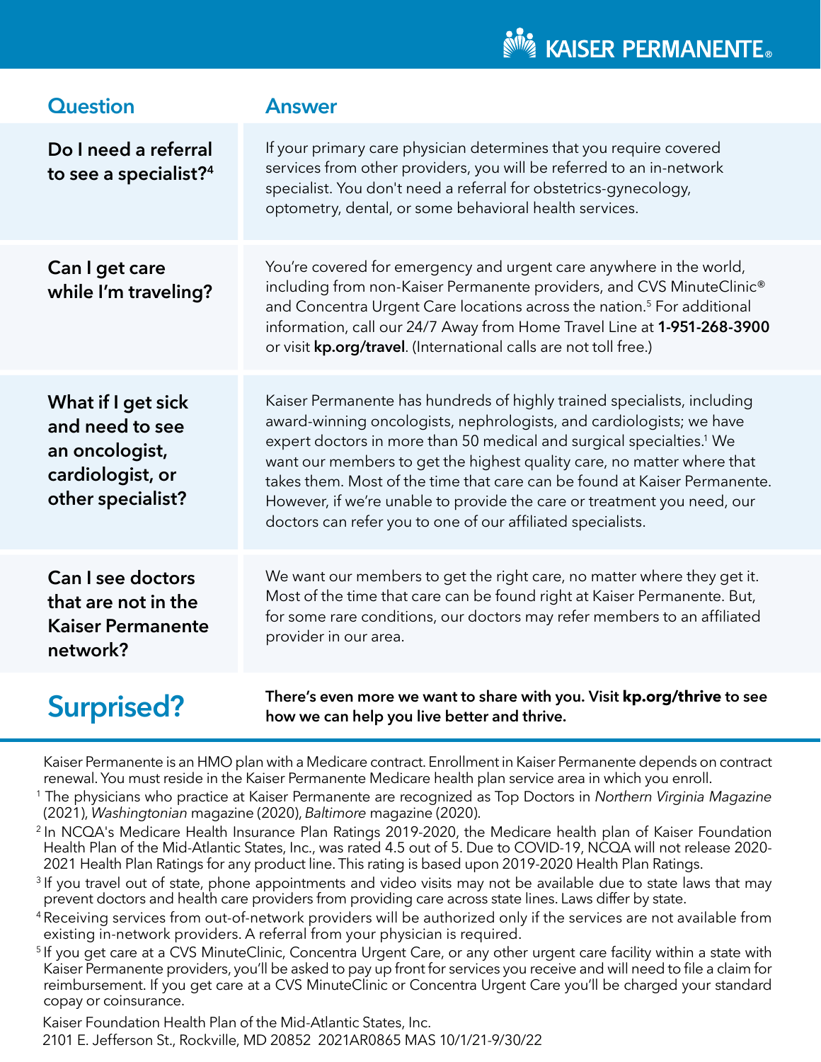| Question | Answer |
| --- | --- |
| **Do I need a referral to see a specialist?**[4] | If your primary care physician determines that you require covered services from other providers, you will be referred to an in-network specialist. You don't need a referral for obstetrics-gynecology, optometry, dental, or some behavioral health services. |
| **Can I get care while I'm traveling?** | You're covered for emergency and urgent care anywhere in the world, including from non-Kaiser Permanente providers, and CVS MinuteClinic® and Concentra Urgent Care locations across the nation.[5] For additional information, call our 24/7 Away from Home Travel Line at **1-951-268-3900** or visit **kp.org/travel**. (International calls are not toll free.) |
| **What if I get sick and need to see an oncologist, cardiologist, or other specialist?** | Kaiser Permanente has hundreds of highly trained specialists, including award-winning oncologists, nephrologists, and cardiologists; we have expert doctors in more than 50 medical and surgical specialties.[1] We want our members to get the highest quality care, no matter where that takes them. Most of the time that care can be found at Kaiser Permanente. However, if we're unable to provide the care or treatment you need, our doctors can refer you to one of our affiliated specialists. |
| **Can I see doctors that are not in the Kaiser Permanente network?** | We want our members to get the right care, no matter where they get it. Most of the time that care can be found right at Kaiser Permanente. But, for some rare conditions, our doctors may refer members to an affiliated provider in our area. |

## Surprised?

**There's even more we want to share with you. Visit kp.org/thrive to see how we can help you live better and thrive.**

Kaiser Permanente is an HMO plan with a Medicare contract. Enrollment in Kaiser Permanente depends on contract renewal. You must reside in the Kaiser Permanente Medicare health plan service area in which you enroll.

[1] The physicians who practice at Kaiser Permanente are recognized as Top Doctors in *Northern Virginia Magazine* (2021), *Washingtonian* magazine (2020), *Baltimore* magazine (2020).

[2] In NCQA's Medicare Health Insurance Plan Ratings 2019-2020, the Medicare health plan of Kaiser Foundation Health Plan of the Mid-Atlantic States, Inc., was rated 4.5 out of 5. Due to COVID-19, NCQA will not release 2020-2021 Health Plan Ratings for any product line. This rating is based upon 2019-2020 Health Plan Ratings.

[3] If you travel out of state, phone appointments and video visits may not be available due to state laws that may prevent doctors and health care providers from providing care across state lines. Laws differ by state.

[4] Receiving services from out-of-network providers will be authorized only if the services are not available from existing in-network providers. A referral from your physician is required.

[5] If you get care at a CVS MinuteClinic, Concentra Urgent Care, or any other urgent care facility within a state with Kaiser Permanente providers, you'll be asked to pay up front for services you receive and will need to file a claim for reimbursement. If you get care at a CVS MinuteClinic or Concentra Urgent Care you'll be charged your standard copay or coinsurance.

Kaiser Foundation Health Plan of the Mid-Atlantic States, Inc.
2101 E. Jefferson St., Rockville, MD 20852 2021AR0865 MAS 10/1/21-9/30/22